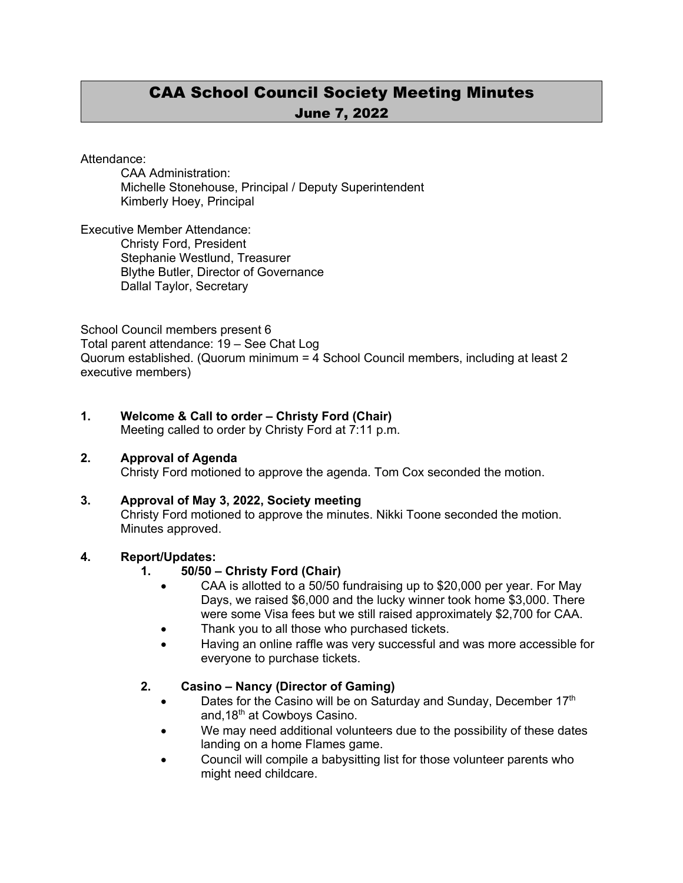# CAA School Council Society Meeting Minutes
## June 7, 2022

Attendance:

CAA Administration:
Michelle Stonehouse, Principal / Deputy Superintendent
Kimberly Hoey, Principal

Executive Member Attendance:
Christy Ford, President
Stephanie Westlund, Treasurer
Blythe Butler, Director of Governance
Dallal Taylor, Secretary

School Council members present 6
Total parent attendance: 19 – See Chat Log
Quorum established. (Quorum minimum = 4 School Council members, including at least 2 executive members)

**1. Welcome & Call to order – Christy Ford (Chair)**
Meeting called to order by Christy Ford at 7:11 p.m.

**2. Approval of Agenda**
Christy Ford motioned to approve the agenda. Tom Cox seconded the motion.

**3. Approval of May 3, 2022, Society meeting**
Christy Ford motioned to approve the minutes. Nikki Toone seconded the motion. Minutes approved.

**4. Report/Updates:**

1. **50/50 – Christy Ford (Chair)**
   - CAA is allotted to a 50/50 fundraising up to $20,000 per year. For May Days, we raised $6,000 and the lucky winner took home $3,000. There were some Visa fees but we still raised approximately $2,700 for CAA.
   - Thank you to all those who purchased tickets.
   - Having an online raffle was very successful and was more accessible for everyone to purchase tickets.

2. **Casino – Nancy (Director of Gaming)**
   - Dates for the Casino will be on Saturday and Sunday, December 17th and,18th at Cowboys Casino.
   - We may need additional volunteers due to the possibility of these dates landing on a home Flames game.
   - Council will compile a babysitting list for those volunteer parents who might need childcare.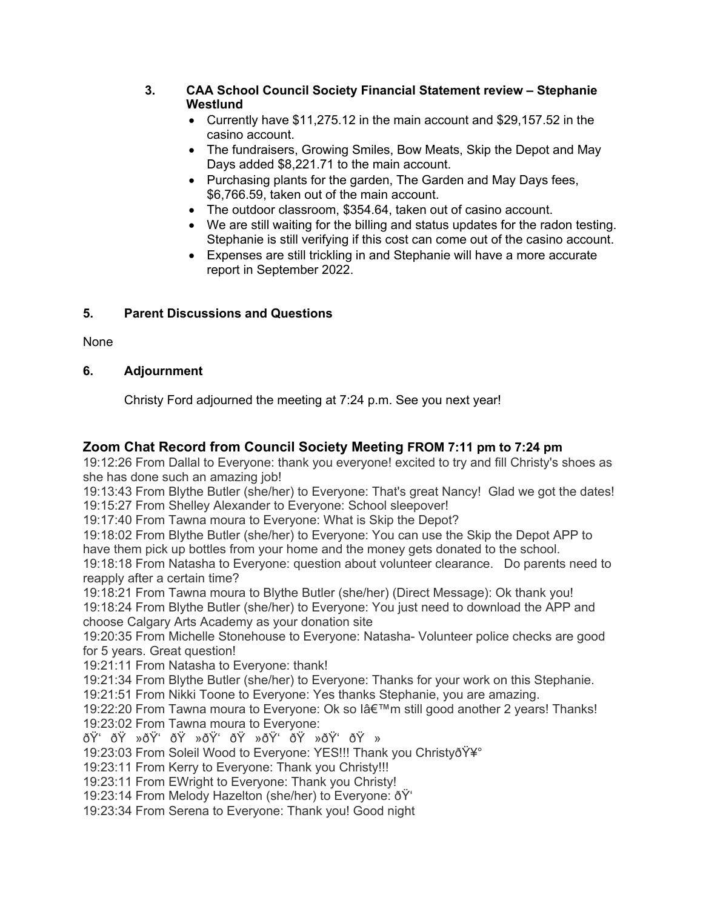3. **CAA School Council Society Financial Statement review – Stephanie Westlund**
    - Currently have $11,275.12 in the main account and $29,157.52 in the casino account.
    - The fundraisers, Growing Smiles, Bow Meats, Skip the Depot and May Days added $8,221.71 to the main account.
    - Purchasing plants for the garden, The Garden and May Days fees, $6,766.59, taken out of the main account.
    - The outdoor classroom, $354.64, taken out of casino account.
    - We are still waiting for the billing and status updates for the radon testing. Stephanie is still verifying if this cost can come out of the casino account.
    - Expenses are still trickling in and Stephanie will have a more accurate report in September 2022.

**5. Parent Discussions and Questions**

None

**6. Adjournment**

Christy Ford adjourned the meeting at 7:24 p.m. See you next year!

## Zoom Chat Record from Council Society Meeting FROM 7:11 pm to 7:24 pm

19:12:26 From Dallal to Everyone: thank you everyone! excited to try and fill Christy's shoes as she has done such an amazing job!
19:13:43 From Blythe Butler (she/her) to Everyone: That's great Nancy! Glad we got the dates!
19:15:27 From Shelley Alexander to Everyone: School sleepover!
19:17:40 From Tawna moura to Everyone: What is Skip the Depot?
19:18:02 From Blythe Butler (she/her) to Everyone: You can use the Skip the Depot APP to have them pick up bottles from your home and the money gets donated to the school.
19:18:18 From Natasha to Everyone: question about volunteer clearance. Do parents need to reapply after a certain time?
19:18:21 From Tawna moura to Blythe Butler (she/her) (Direct Message): Ok thank you!
19:18:24 From Blythe Butler (she/her) to Everyone: You just need to download the APP and choose Calgary Arts Academy as your donation site
19:20:35 From Michelle Stonehouse to Everyone: Natasha- Volunteer police checks are good for 5 years. Great question!
19:21:11 From Natasha to Everyone: thank!
19:21:34 From Blythe Butler (she/her) to Everyone: Thanks for your work on this Stephanie.
19:21:51 From Nikki Toone to Everyone: Yes thanks Stephanie, you are amazing.
19:22:20 From Tawna moura to Everyone: Ok so lâ€™m still good another 2 years! Thanks!
19:23:02 From Tawna moura to Everyone:
ðŸ‘ ðŸ »ðŸ‘ ðŸ »ðŸ‘ ðŸ »ðŸ‘ ðŸ »ðŸ‘ ðŸ »
19:23:03 From Soleil Wood to Everyone: YES!!! Thank you ChristyðŸ¥°
19:23:11 From Kerry to Everyone: Thank you Christy!!!
19:23:11 From EWright to Everyone: Thank you Christy!
19:23:14 From Melody Hazelton (she/her) to Everyone: ðŸ‘
19:23:34 From Serena to Everyone: Thank you! Good night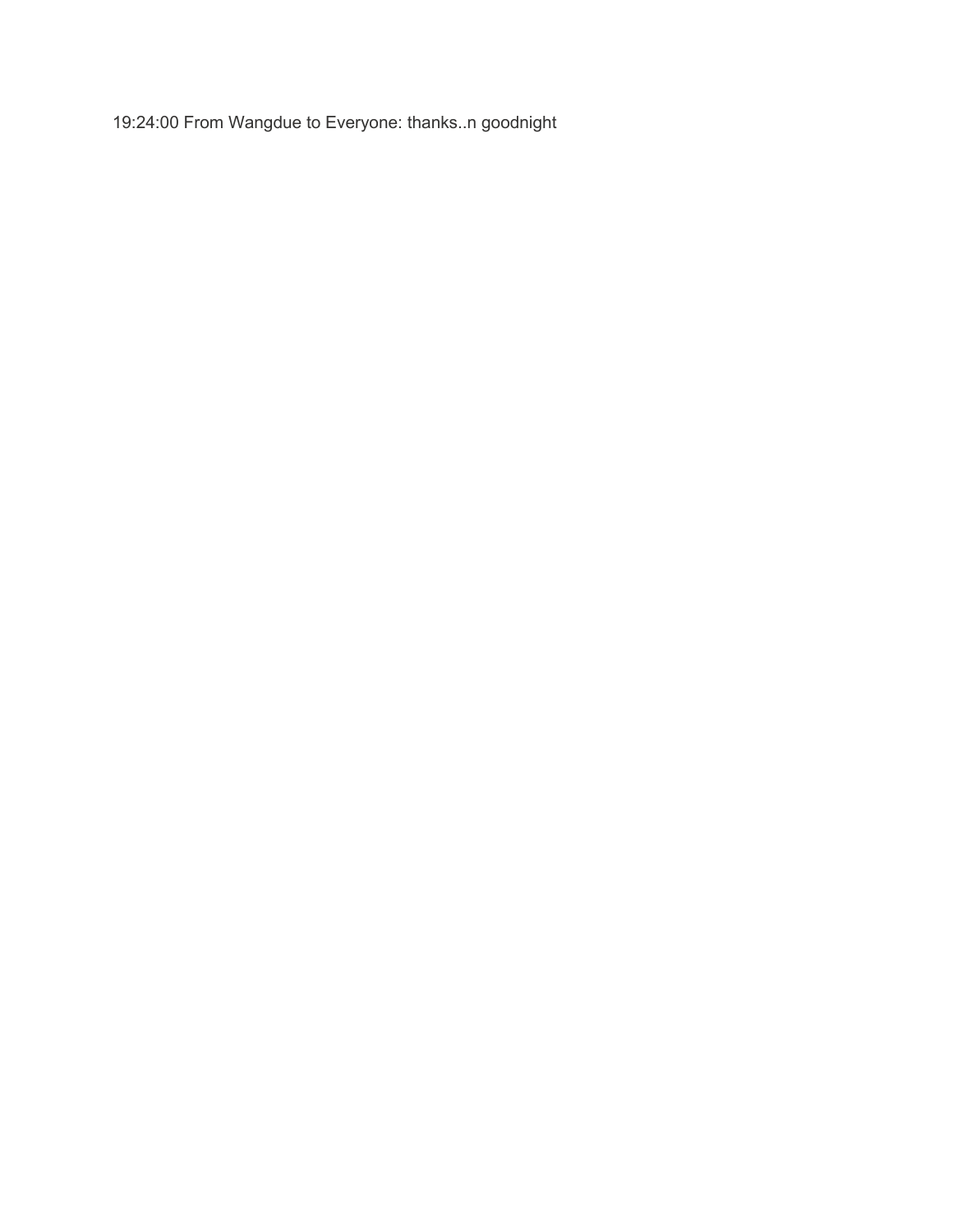19:24:00 From Wangdue to Everyone: thanks..n goodnight